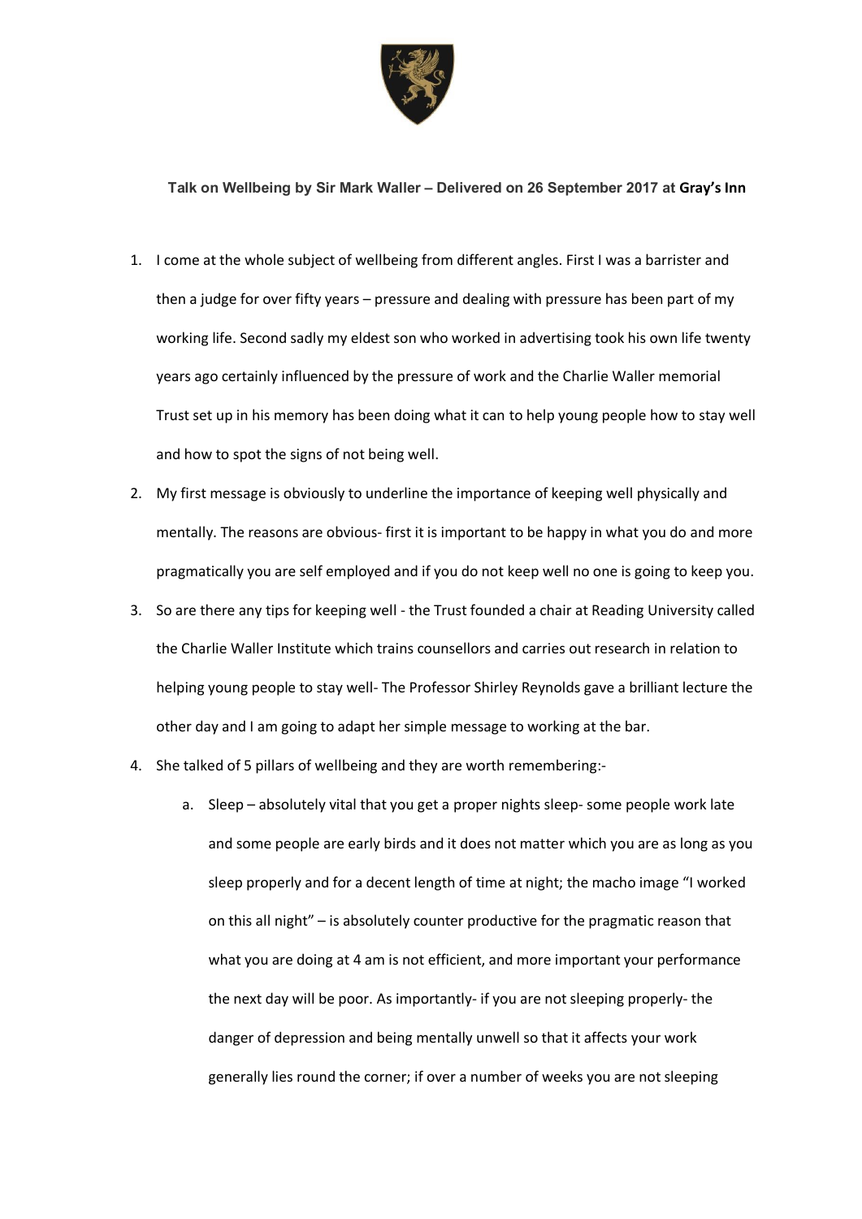**Talk on Wellbeing by Sir Mark Waller – Delivered on 26 September 2017 at Gray's Inn**

1. I come at the whole subject of wellbeing from different angles. First I was a barrister and then a judge for over fifty years – pressure and dealing with pressure has been part of my working life. Second sadly my eldest son who worked in advertising took his own life twenty years ago certainly influenced by the pressure of work and the Charlie Waller memorial Trust set up in his memory has been doing what it can to help young people how to stay well and how to spot the signs of not being well.
2. My first message is obviously to underline the importance of keeping well physically and mentally. The reasons are obvious- first it is important to be happy in what you do and more pragmatically you are self employed and if you do not keep well no one is going to keep you.
3. So are there any tips for keeping well - the Trust founded a chair at Reading University called the Charlie Waller Institute which trains counsellors and carries out research in relation to helping young people to stay well- The Professor Shirley Reynolds gave a brilliant lecture the other day and I am going to adapt her simple message to working at the bar.
4. She talked of 5 pillars of wellbeing and they are worth remembering:-
   a. Sleep – absolutely vital that you get a proper nights sleep- some people work late and some people are early birds and it does not matter which you are as long as you sleep properly and for a decent length of time at night; the macho image "I worked on this all night" – is absolutely counter productive for the pragmatic reason that what you are doing at 4 am is not efficient, and more important your performance the next day will be poor. As importantly- if you are not sleeping properly- the danger of depression and being mentally unwell so that it affects your work generally lies round the corner; if over a number of weeks you are not sleeping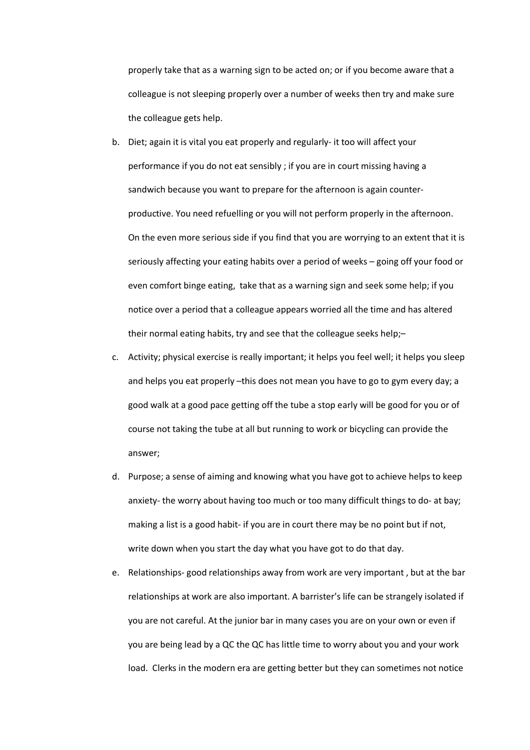properly take that as a warning sign to be acted on; or if you become aware that a colleague is not sleeping properly over a number of weeks then try and make sure the colleague gets help.

b. Diet; again it is vital you eat properly and regularly- it too will affect your performance if you do not eat sensibly ; if you are in court missing having a sandwich because you want to prepare for the afternoon is again counter-productive. You need refuelling or you will not perform properly in the afternoon. On the even more serious side if you find that you are worrying to an extent that it is seriously affecting your eating habits over a period of weeks – going off your food or even comfort binge eating, take that as a warning sign and seek some help; if you notice over a period that a colleague appears worried all the time and has altered their normal eating habits, try and see that the colleague seeks help;–

c. Activity; physical exercise is really important; it helps you feel well; it helps you sleep and helps you eat properly –this does not mean you have to go to gym every day; a good walk at a good pace getting off the tube a stop early will be good for you or of course not taking the tube at all but running to work or bicycling can provide the answer;

d. Purpose; a sense of aiming and knowing what you have got to achieve helps to keep anxiety- the worry about having too much or too many difficult things to do- at bay; making a list is a good habit- if you are in court there may be no point but if not, write down when you start the day what you have got to do that day.

e. Relationships- good relationships away from work are very important , but at the bar relationships at work are also important. A barrister's life can be strangely isolated if you are not careful. At the junior bar in many cases you are on your own or even if you are being lead by a QC the QC has little time to worry about you and your work load. Clerks in the modern era are getting better but they can sometimes not notice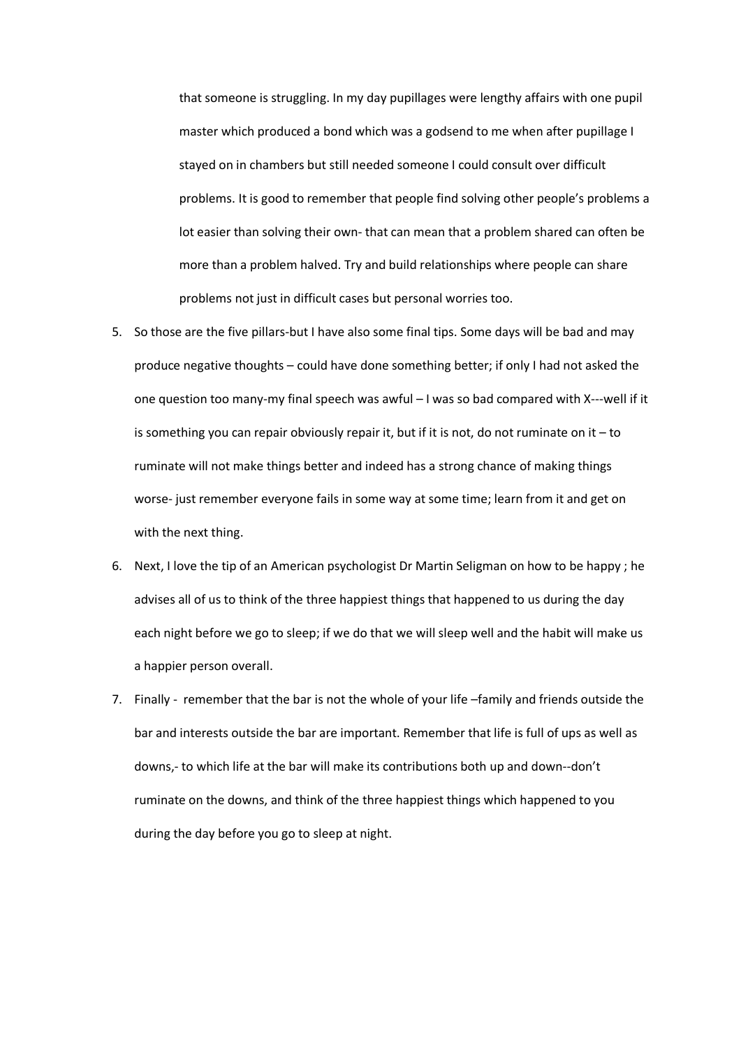that someone is struggling. In my day pupillages were lengthy affairs with one pupil master which produced a bond which was a godsend to me when after pupillage I stayed on in chambers but still needed someone I could consult over difficult problems. It is good to remember that people find solving other people's problems a lot easier than solving their own- that can mean that a problem shared can often be more than a problem halved. Try and build relationships where people can share problems not just in difficult cases but personal worries too.

5. So those are the five pillars-but I have also some final tips. Some days will be bad and may produce negative thoughts – could have done something better; if only I had not asked the one question too many-my final speech was awful – I was so bad compared with X---well if it is something you can repair obviously repair it, but if it is not, do not ruminate on it – to ruminate will not make things better and indeed has a strong chance of making things worse- just remember everyone fails in some way at some time; learn from it and get on with the next thing.
6. Next, I love the tip of an American psychologist Dr Martin Seligman on how to be happy ; he advises all of us to think of the three happiest things that happened to us during the day each night before we go to sleep; if we do that we will sleep well and the habit will make us a happier person overall.
7. Finally - remember that the bar is not the whole of your life –family and friends outside the bar and interests outside the bar are important. Remember that life is full of ups as well as downs,- to which life at the bar will make its contributions both up and down--don't ruminate on the downs, and think of the three happiest things which happened to you during the day before you go to sleep at night.